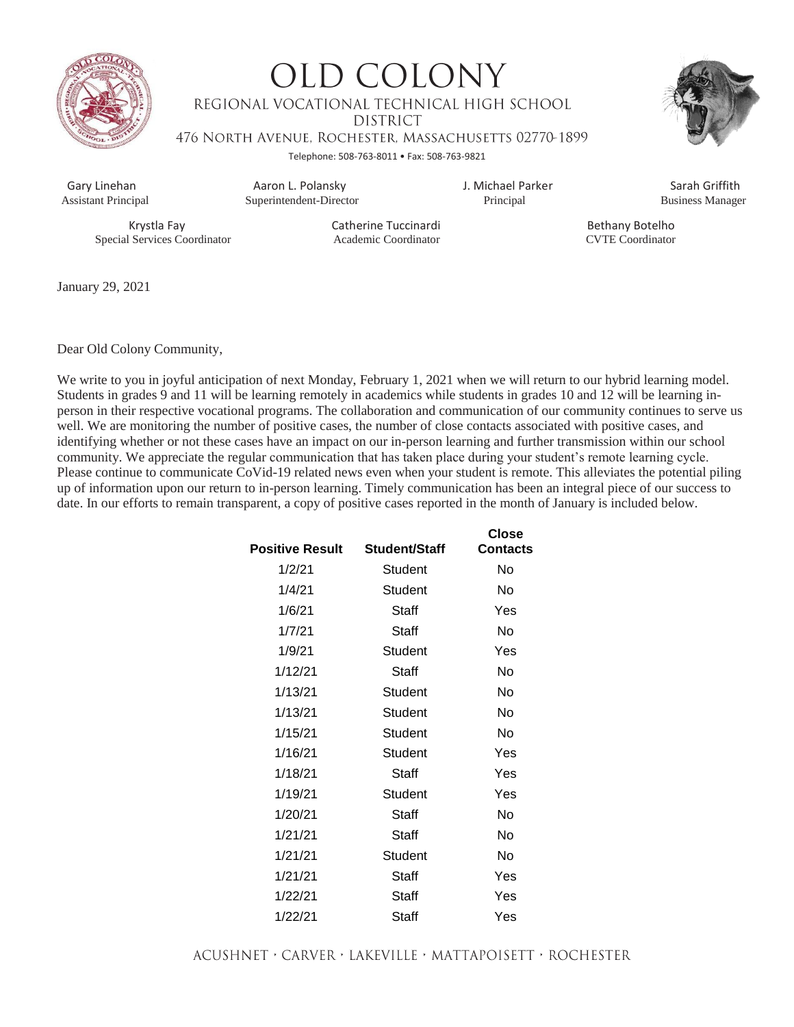# OLD COLONY

REGIONAL VOCATIONAL TECHNICAL HIGH SCHOOL DISTRICT

476 NORTH AVENUE, ROCHESTER, MASSACHUSETTS 02770-1899

Telephone: 508-763-8011 • Fax: 508-763-9821

Gary Linehan, Assistant Principal
Aaron L. Polansky, Superintendent-Director
J. Michael Parker, Principal
Sarah Griffith, Business Manager

Krystla Fay, Special Services Coordinator
Catherine Tuccinardi, Academic Coordinator
Bethany Botelho, CVTE Coordinator

January 29, 2021

Dear Old Colony Community,

We write to you in joyful anticipation of next Monday, February 1, 2021 when we will return to our hybrid learning model. Students in grades 9 and 11 will be learning remotely in academics while students in grades 10 and 12 will be learning in-person in their respective vocational programs. The collaboration and communication of our community continues to serve us well. We are monitoring the number of positive cases, the number of close contacts associated with positive cases, and identifying whether or not these cases have an impact on our in-person learning and further transmission within our school community. We appreciate the regular communication that has taken place during your student's remote learning cycle. Please continue to communicate CoVid-19 related news even when your student is remote. This alleviates the potential piling up of information upon our return to in-person learning. Timely communication has been an integral piece of our success to date. In our efforts to remain transparent, a copy of positive cases reported in the month of January is included below.

| Positive Result | Student/Staff | Close Contacts |
|---|---|---|
| 1/2/21 | Student | No |
| 1/4/21 | Student | No |
| 1/6/21 | Staff | Yes |
| 1/7/21 | Staff | No |
| 1/9/21 | Student | Yes |
| 1/12/21 | Staff | No |
| 1/13/21 | Student | No |
| 1/13/21 | Student | No |
| 1/15/21 | Student | No |
| 1/16/21 | Student | Yes |
| 1/18/21 | Staff | Yes |
| 1/19/21 | Student | Yes |
| 1/20/21 | Staff | No |
| 1/21/21 | Staff | No |
| 1/21/21 | Student | No |
| 1/21/21 | Staff | Yes |
| 1/22/21 | Staff | Yes |
| 1/22/21 | Staff | Yes |

ACUSHNET • CARVER • LAKEVILLE • MATTAPOISETT • ROCHESTER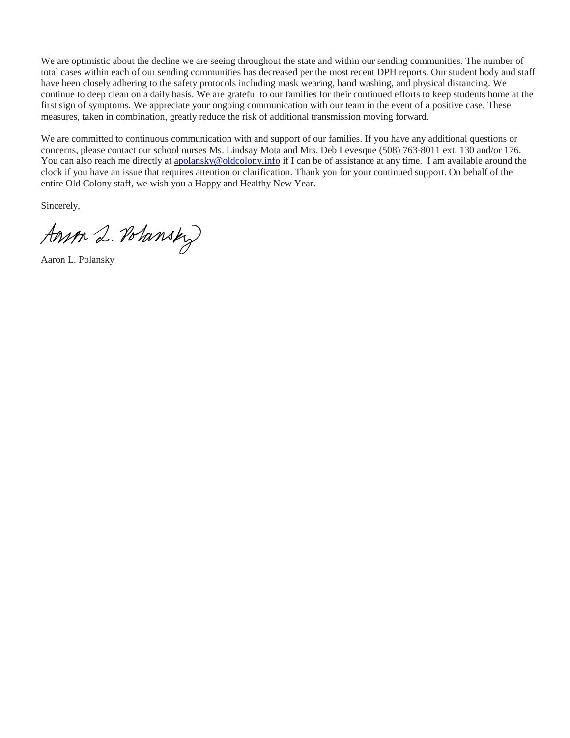We are optimistic about the decline we are seeing throughout the state and within our sending communities. The number of total cases within each of our sending communities has decreased per the most recent DPH reports. Our student body and staff have been closely adhering to the safety protocols including mask wearing, hand washing, and physical distancing. We continue to deep clean on a daily basis. We are grateful to our families for their continued efforts to keep students home at the first sign of symptoms. We appreciate your ongoing communication with our team in the event of a positive case. These measures, taken in combination, greatly reduce the risk of additional transmission moving forward.

We are committed to continuous communication with and support of our families. If you have any additional questions or concerns, please contact our school nurses Ms. Lindsay Mota and Mrs. Deb Levesque (508) 763-8011 ext. 130 and/or 176. You can also reach me directly at [apolansky@oldcolony.info](mailto:apolansky@oldcolony.info) if I can be of assistance at any time. I am available around the clock if you have an issue that requires attention or clarification. Thank you for your continued support. On behalf of the entire Old Colony staff, we wish you a Happy and Healthy New Year.

Sincerely,

Aaron L. Polansky